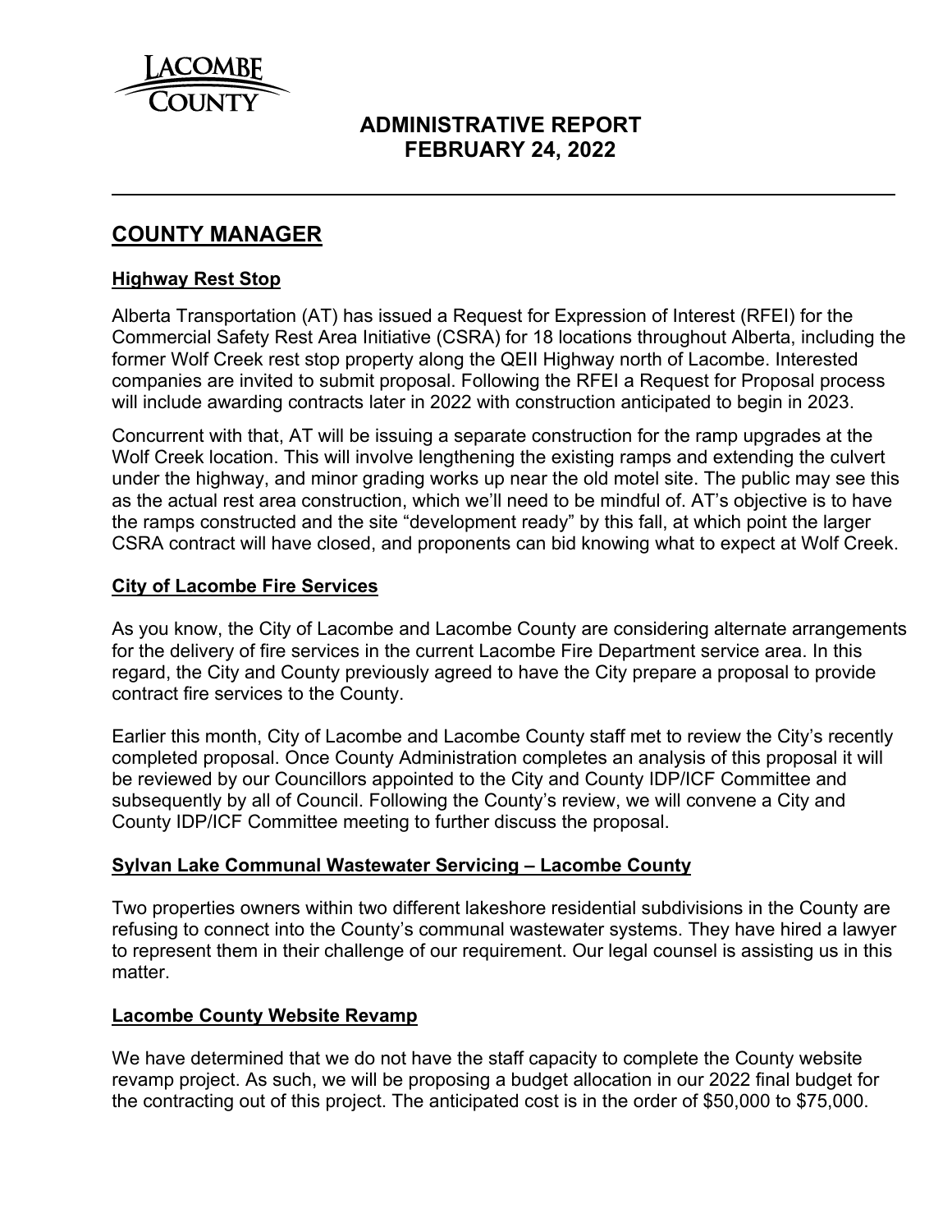LACOMBE COUNTY

# ADMINISTRATIVE REPORT
# FEBRUARY 24, 2022

## COUNTY MANAGER

### Highway Rest Stop

Alberta Transportation (AT) has issued a Request for Expression of Interest (RFEI) for the Commercial Safety Rest Area Initiative (CSRA) for 18 locations throughout Alberta, including the former Wolf Creek rest stop property along the QEII Highway north of Lacombe. Interested companies are invited to submit proposal. Following the RFEI a Request for Proposal process will include awarding contracts later in 2022 with construction anticipated to begin in 2023.

Concurrent with that, AT will be issuing a separate construction for the ramp upgrades at the Wolf Creek location. This will involve lengthening the existing ramps and extending the culvert under the highway, and minor grading works up near the old motel site. The public may see this as the actual rest area construction, which we'll need to be mindful of. AT's objective is to have the ramps constructed and the site "development ready" by this fall, at which point the larger CSRA contract will have closed, and proponents can bid knowing what to expect at Wolf Creek.

### City of Lacombe Fire Services

As you know, the City of Lacombe and Lacombe County are considering alternate arrangements for the delivery of fire services in the current Lacombe Fire Department service area. In this regard, the City and County previously agreed to have the City prepare a proposal to provide contract fire services to the County.

Earlier this month, City of Lacombe and Lacombe County staff met to review the City's recently completed proposal. Once County Administration completes an analysis of this proposal it will be reviewed by our Councillors appointed to the City and County IDP/ICF Committee and subsequently by all of Council. Following the County's review, we will convene a City and County IDP/ICF Committee meeting to further discuss the proposal.

### Sylvan Lake Communal Wastewater Servicing – Lacombe County

Two properties owners within two different lakeshore residential subdivisions in the County are refusing to connect into the County's communal wastewater systems. They have hired a lawyer to represent them in their challenge of our requirement. Our legal counsel is assisting us in this matter.

### Lacombe County Website Revamp

We have determined that we do not have the staff capacity to complete the County website revamp project. As such, we will be proposing a budget allocation in our 2022 final budget for the contracting out of this project. The anticipated cost is in the order of $50,000 to $75,000.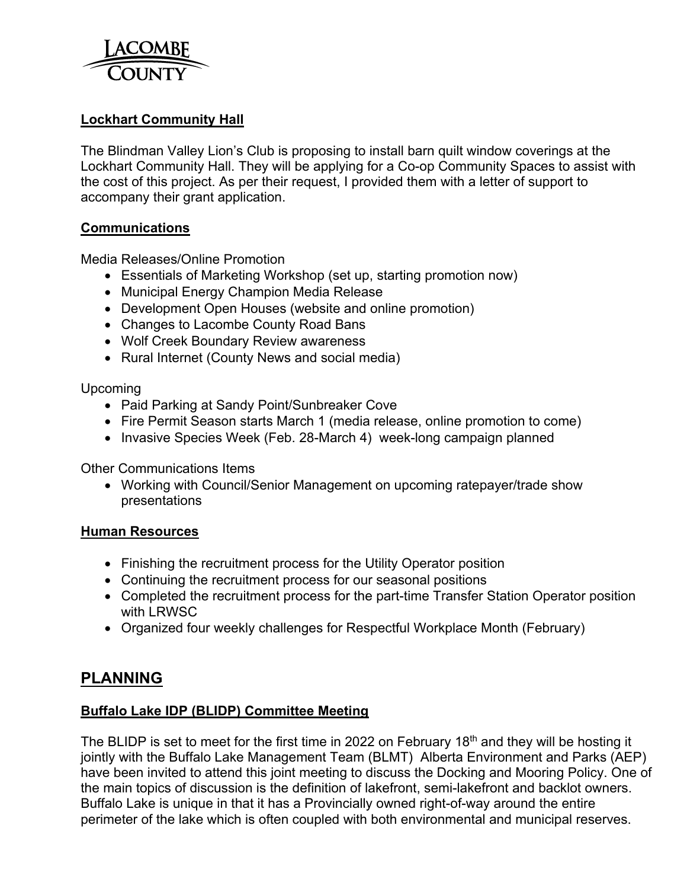### Lockhart Community Hall

The Blindman Valley Lion's Club is proposing to install barn quilt window coverings at the Lockhart Community Hall. They will be applying for a Co-op Community Spaces to assist with the cost of this project. As per their request, I provided them with a letter of support to accompany their grant application.

### Communications

Media Releases/Online Promotion

- Essentials of Marketing Workshop (set up, starting promotion now)
- Municipal Energy Champion Media Release
- Development Open Houses (website and online promotion)
- Changes to Lacombe County Road Bans
- Wolf Creek Boundary Review awareness
- Rural Internet (County News and social media)

Upcoming

- Paid Parking at Sandy Point/Sunbreaker Cove
- Fire Permit Season starts March 1 (media release, online promotion to come)
- Invasive Species Week (Feb. 28-March 4) week-long campaign planned

Other Communications Items

- Working with Council/Senior Management on upcoming ratepayer/trade show presentations

### Human Resources

- Finishing the recruitment process for the Utility Operator position
- Continuing the recruitment process for our seasonal positions
- Completed the recruitment process for the part-time Transfer Station Operator position with LRWSC
- Organized four weekly challenges for Respectful Workplace Month (February)

## PLANNING

### Buffalo Lake IDP (BLIDP) Committee Meeting

The BLIDP is set to meet for the first time in 2022 on February 18th and they will be hosting it jointly with the Buffalo Lake Management Team (BLMT) Alberta Environment and Parks (AEP) have been invited to attend this joint meeting to discuss the Docking and Mooring Policy. One of the main topics of discussion is the definition of lakefront, semi-lakefront and backlot owners. Buffalo Lake is unique in that it has a Provincially owned right-of-way around the entire perimeter of the lake which is often coupled with both environmental and municipal reserves.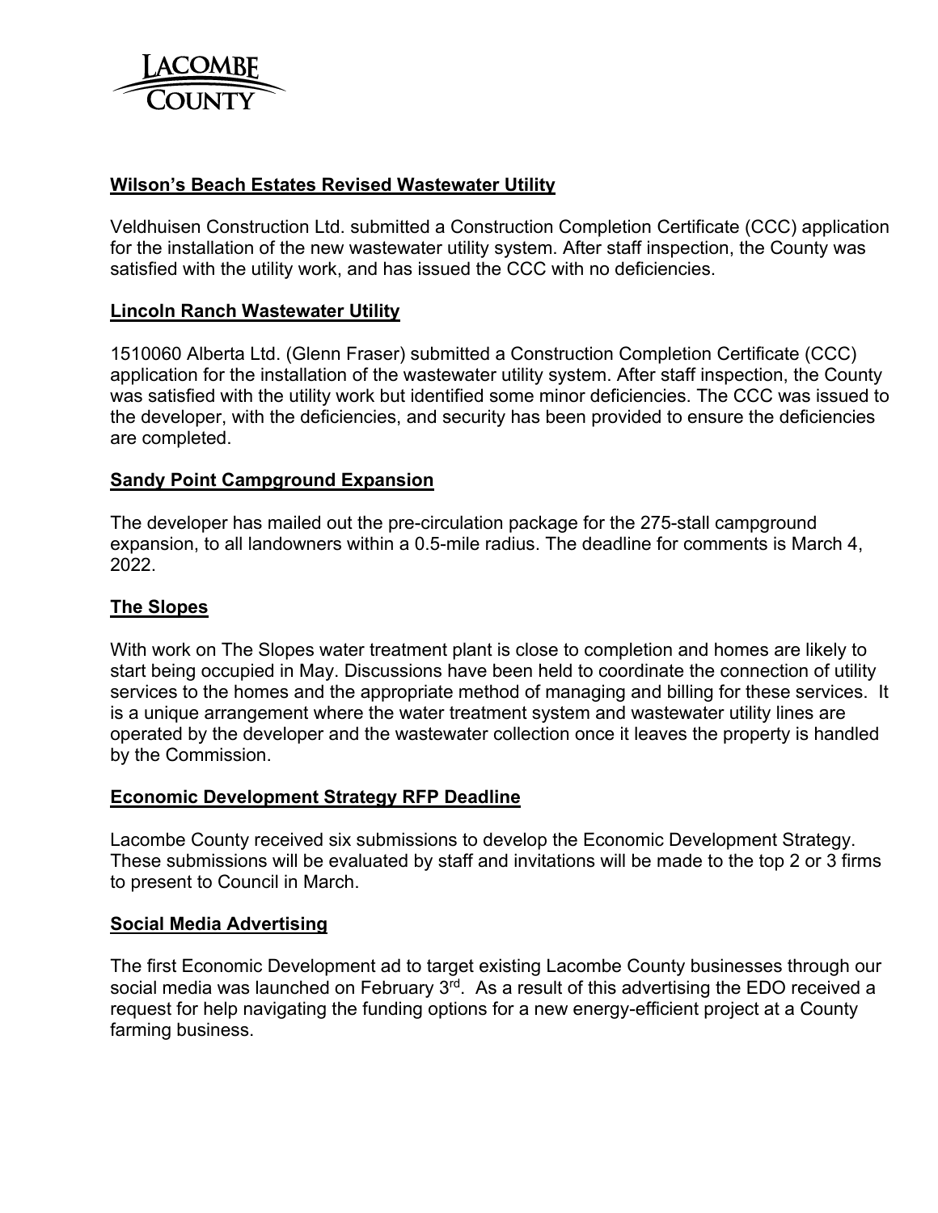### Wilson's Beach Estates Revised Wastewater Utility

Veldhuisen Construction Ltd. submitted a Construction Completion Certificate (CCC) application for the installation of the new wastewater utility system. After staff inspection, the County was satisfied with the utility work, and has issued the CCC with no deficiencies.

### Lincoln Ranch Wastewater Utility

1510060 Alberta Ltd. (Glenn Fraser) submitted a Construction Completion Certificate (CCC) application for the installation of the wastewater utility system. After staff inspection, the County was satisfied with the utility work but identified some minor deficiencies. The CCC was issued to the developer, with the deficiencies, and security has been provided to ensure the deficiencies are completed.

### Sandy Point Campground Expansion

The developer has mailed out the pre-circulation package for the 275-stall campground expansion, to all landowners within a 0.5-mile radius. The deadline for comments is March 4, 2022.

### The Slopes

With work on The Slopes water treatment plant is close to completion and homes are likely to start being occupied in May. Discussions have been held to coordinate the connection of utility services to the homes and the appropriate method of managing and billing for these services. It is a unique arrangement where the water treatment system and wastewater utility lines are operated by the developer and the wastewater collection once it leaves the property is handled by the Commission.

### Economic Development Strategy RFP Deadline

Lacombe County received six submissions to develop the Economic Development Strategy. These submissions will be evaluated by staff and invitations will be made to the top 2 or 3 firms to present to Council in March.

### Social Media Advertising

The first Economic Development ad to target existing Lacombe County businesses through our social media was launched on February 3rd. As a result of this advertising the EDO received a request for help navigating the funding options for a new energy-efficient project at a County farming business.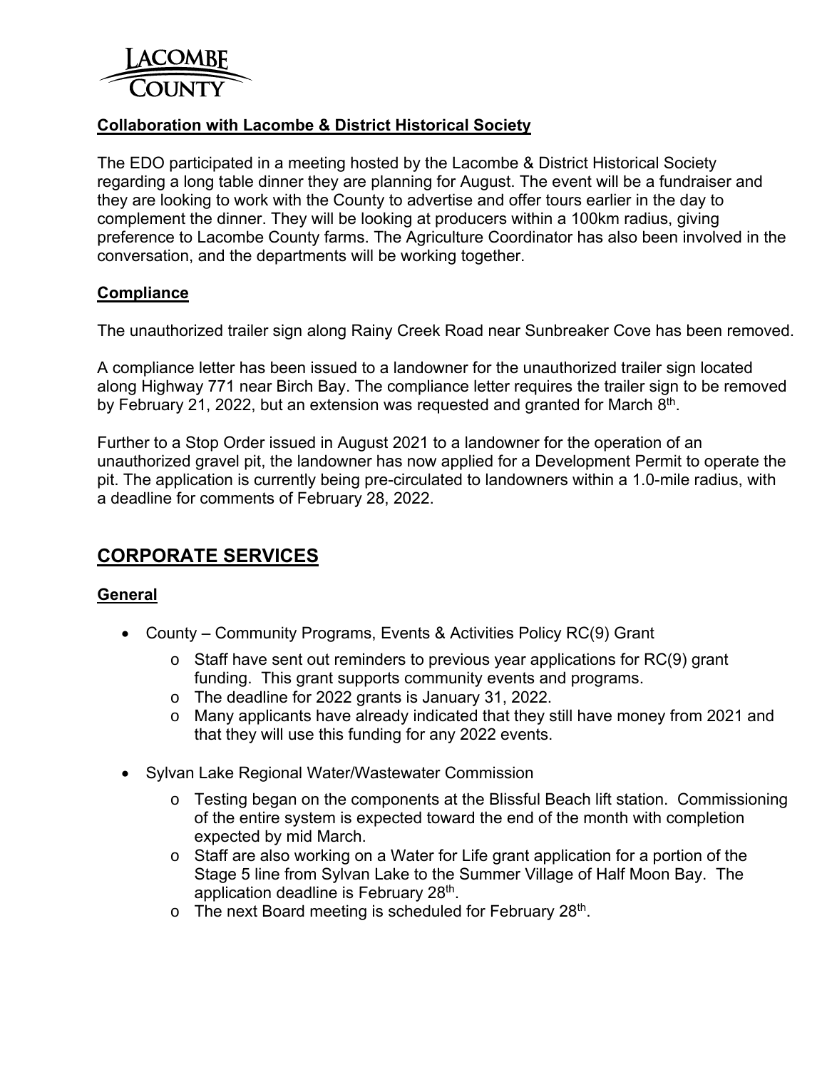**Collaboration with Lacombe & District Historical Society**

The EDO participated in a meeting hosted by the Lacombe & District Historical Society regarding a long table dinner they are planning for August. The event will be a fundraiser and they are looking to work with the County to advertise and offer tours earlier in the day to complement the dinner. They will be looking at producers within a 100km radius, giving preference to Lacombe County farms. The Agriculture Coordinator has also been involved in the conversation, and the departments will be working together.

**Compliance**

The unauthorized trailer sign along Rainy Creek Road near Sunbreaker Cove has been removed.

A compliance letter has been issued to a landowner for the unauthorized trailer sign located along Highway 771 near Birch Bay. The compliance letter requires the trailer sign to be removed by February 21, 2022, but an extension was requested and granted for March 8th.

Further to a Stop Order issued in August 2021 to a landowner for the operation of an unauthorized gravel pit, the landowner has now applied for a Development Permit to operate the pit. The application is currently being pre-circulated to landowners within a 1.0-mile radius, with a deadline for comments of February 28, 2022.

## CORPORATE SERVICES

**General**

- County – Community Programs, Events & Activities Policy RC(9) Grant
  - Staff have sent out reminders to previous year applications for RC(9) grant funding. This grant supports community events and programs.
  - The deadline for 2022 grants is January 31, 2022.
  - Many applicants have already indicated that they still have money from 2021 and that they will use this funding for any 2022 events.
- Sylvan Lake Regional Water/Wastewater Commission
  - Testing began on the components at the Blissful Beach lift station. Commissioning of the entire system is expected toward the end of the month with completion expected by mid March.
  - Staff are also working on a Water for Life grant application for a portion of the Stage 5 line from Sylvan Lake to the Summer Village of Half Moon Bay. The application deadline is February 28th.
  - The next Board meeting is scheduled for February 28th.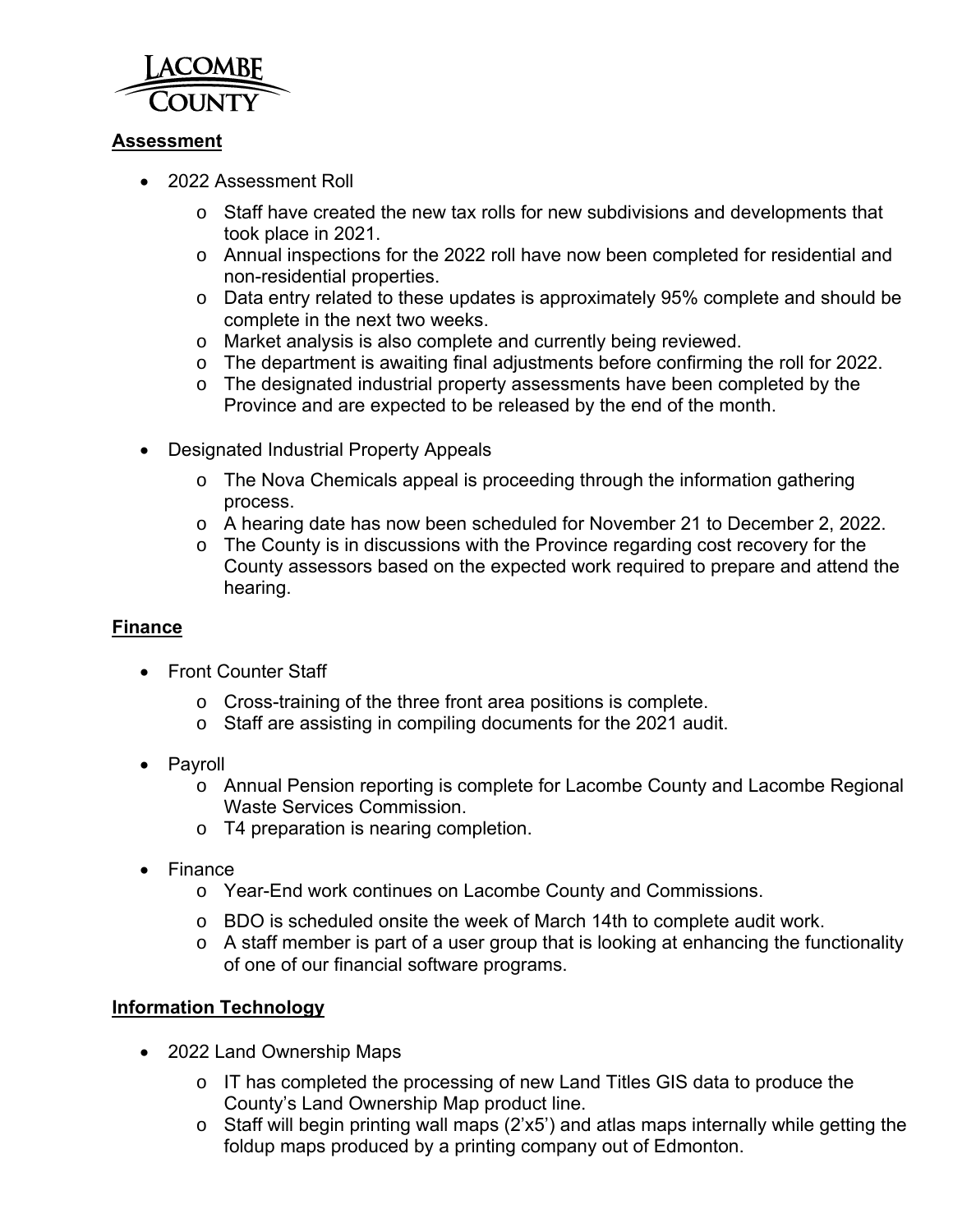## Assessment

- 2022 Assessment Roll
  - Staff have created the new tax rolls for new subdivisions and developments that took place in 2021.
  - Annual inspections for the 2022 roll have now been completed for residential and non-residential properties.
  - Data entry related to these updates is approximately 95% complete and should be complete in the next two weeks.
  - Market analysis is also complete and currently being reviewed.
  - The department is awaiting final adjustments before confirming the roll for 2022.
  - The designated industrial property assessments have been completed by the Province and are expected to be released by the end of the month.

- Designated Industrial Property Appeals
  - The Nova Chemicals appeal is proceeding through the information gathering process.
  - A hearing date has now been scheduled for November 21 to December 2, 2022.
  - The County is in discussions with the Province regarding cost recovery for the County assessors based on the expected work required to prepare and attend the hearing.

## Finance

- Front Counter Staff
  - Cross-training of the three front area positions is complete.
  - Staff are assisting in compiling documents for the 2021 audit.

- Payroll
  - Annual Pension reporting is complete for Lacombe County and Lacombe Regional Waste Services Commission.
  - T4 preparation is nearing completion.

- Finance
  - Year-End work continues on Lacombe County and Commissions.
  - BDO is scheduled onsite the week of March 14th to complete audit work.
  - A staff member is part of a user group that is looking at enhancing the functionality of one of our financial software programs.

## Information Technology

- 2022 Land Ownership Maps
  - IT has completed the processing of new Land Titles GIS data to produce the County's Land Ownership Map product line.
  - Staff will begin printing wall maps (2'x5') and atlas maps internally while getting the foldup maps produced by a printing company out of Edmonton.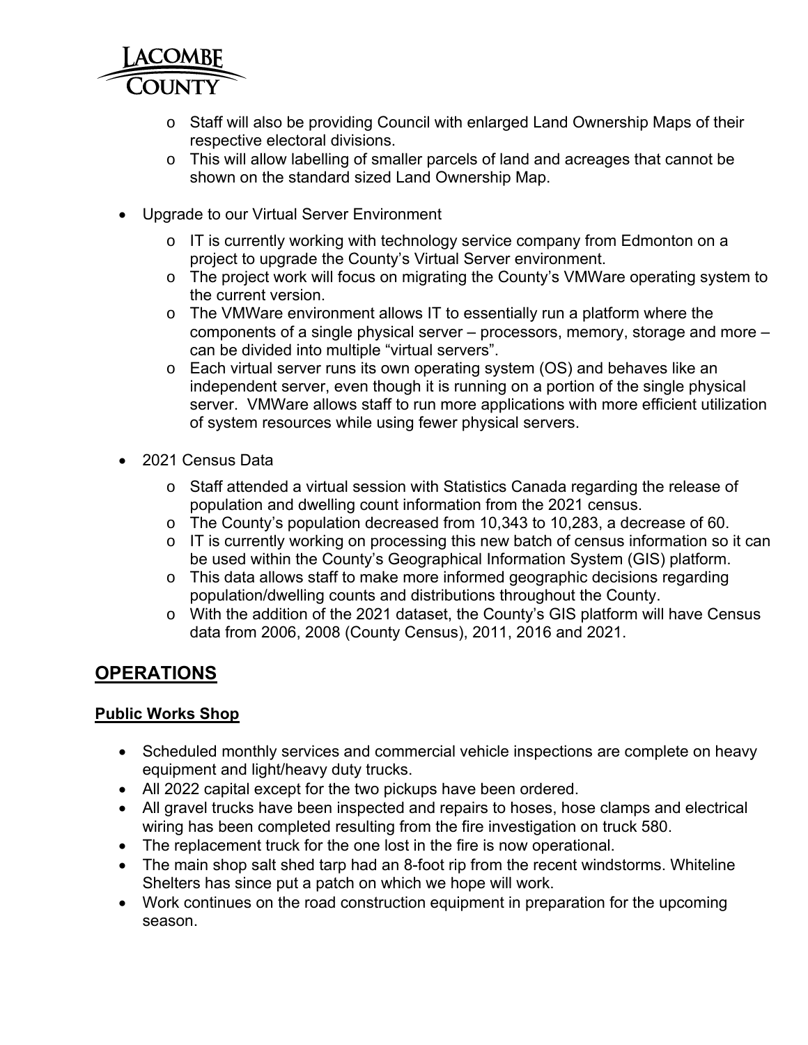- Staff will also be providing Council with enlarged Land Ownership Maps of their respective electoral divisions.
  - This will allow labelling of smaller parcels of land and acreages that cannot be shown on the standard sized Land Ownership Map.

- Upgrade to our Virtual Server Environment
  - IT is currently working with technology service company from Edmonton on a project to upgrade the County's Virtual Server environment.
  - The project work will focus on migrating the County's VMWare operating system to the current version.
  - The VMWare environment allows IT to essentially run a platform where the components of a single physical server – processors, memory, storage and more – can be divided into multiple "virtual servers".
  - Each virtual server runs its own operating system (OS) and behaves like an independent server, even though it is running on a portion of the single physical server. VMWare allows staff to run more applications with more efficient utilization of system resources while using fewer physical servers.

- 2021 Census Data
  - Staff attended a virtual session with Statistics Canada regarding the release of population and dwelling count information from the 2021 census.
  - The County's population decreased from 10,343 to 10,283, a decrease of 60.
  - IT is currently working on processing this new batch of census information so it can be used within the County's Geographical Information System (GIS) platform.
  - This data allows staff to make more informed geographic decisions regarding population/dwelling counts and distributions throughout the County.
  - With the addition of the 2021 dataset, the County's GIS platform will have Census data from 2006, 2008 (County Census), 2011, 2016 and 2021.

## OPERATIONS

### Public Works Shop

- Scheduled monthly services and commercial vehicle inspections are complete on heavy equipment and light/heavy duty trucks.
- All 2022 capital except for the two pickups have been ordered.
- All gravel trucks have been inspected and repairs to hoses, hose clamps and electrical wiring has been completed resulting from the fire investigation on truck 580.
- The replacement truck for the one lost in the fire is now operational.
- The main shop salt shed tarp had an 8-foot rip from the recent windstorms. Whiteline Shelters has since put a patch on which we hope will work.
- Work continues on the road construction equipment in preparation for the upcoming season.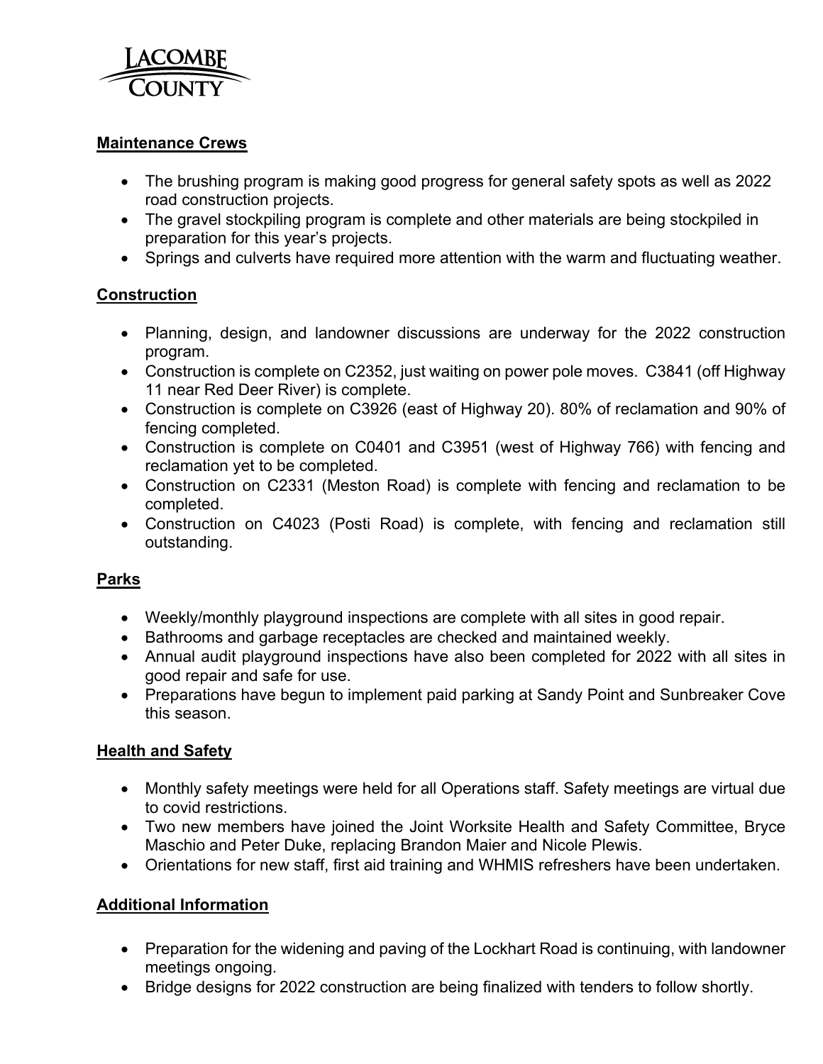## Maintenance Crews

- The brushing program is making good progress for general safety spots as well as 2022 road construction projects.
- The gravel stockpiling program is complete and other materials are being stockpiled in preparation for this year's projects.
- Springs and culverts have required more attention with the warm and fluctuating weather.

## Construction

- Planning, design, and landowner discussions are underway for the 2022 construction program.
- Construction is complete on C2352, just waiting on power pole moves. C3841 (off Highway 11 near Red Deer River) is complete.
- Construction is complete on C3926 (east of Highway 20). 80% of reclamation and 90% of fencing completed.
- Construction is complete on C0401 and C3951 (west of Highway 766) with fencing and reclamation yet to be completed.
- Construction on C2331 (Meston Road) is complete with fencing and reclamation to be completed.
- Construction on C4023 (Posti Road) is complete, with fencing and reclamation still outstanding.

## Parks

- Weekly/monthly playground inspections are complete with all sites in good repair.
- Bathrooms and garbage receptacles are checked and maintained weekly.
- Annual audit playground inspections have also been completed for 2022 with all sites in good repair and safe for use.
- Preparations have begun to implement paid parking at Sandy Point and Sunbreaker Cove this season.

## Health and Safety

- Monthly safety meetings were held for all Operations staff. Safety meetings are virtual due to covid restrictions.
- Two new members have joined the Joint Worksite Health and Safety Committee, Bryce Maschio and Peter Duke, replacing Brandon Maier and Nicole Plewis.
- Orientations for new staff, first aid training and WHMIS refreshers have been undertaken.

## Additional Information

- Preparation for the widening and paving of the Lockhart Road is continuing, with landowner meetings ongoing.
- Bridge designs for 2022 construction are being finalized with tenders to follow shortly.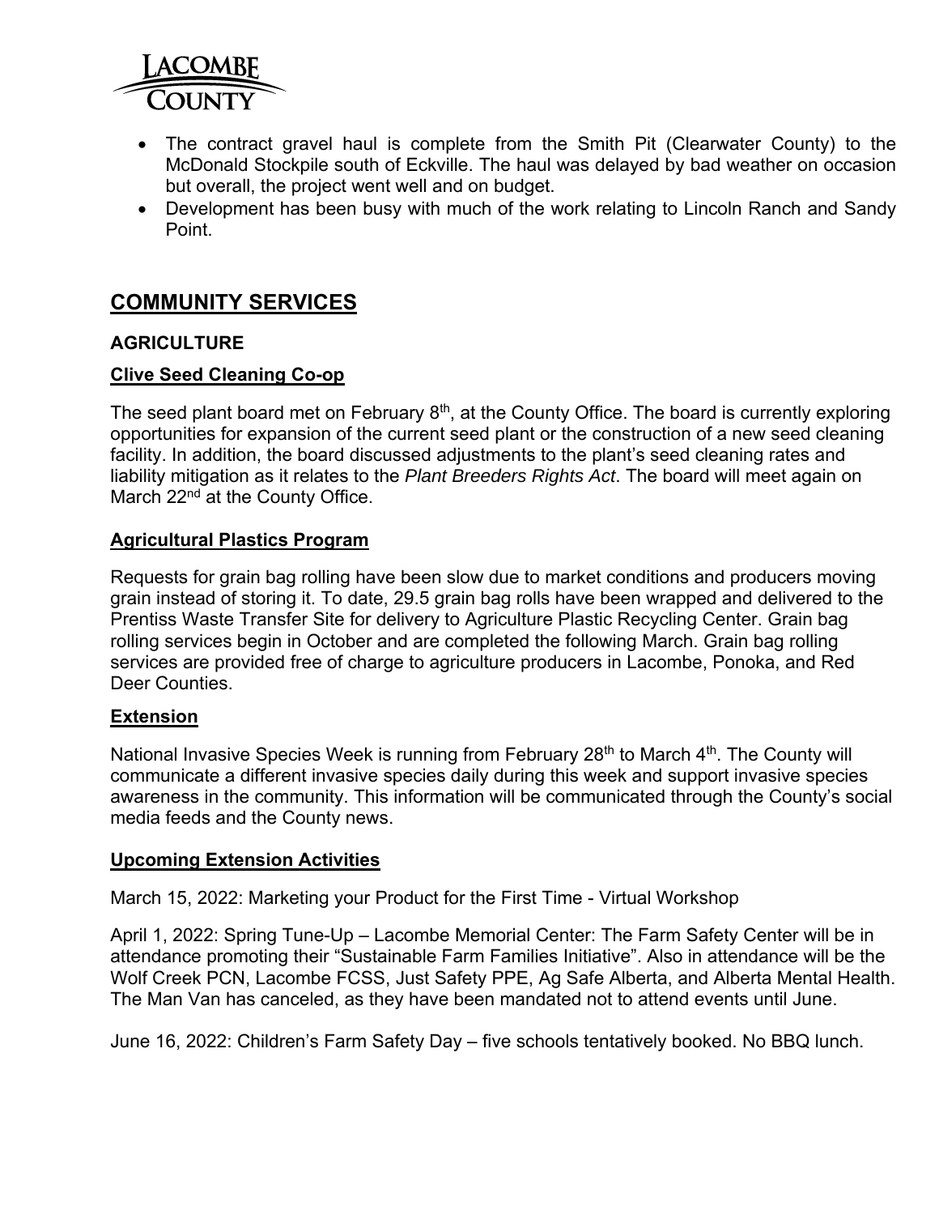- The contract gravel haul is complete from the Smith Pit (Clearwater County) to the McDonald Stockpile south of Eckville. The haul was delayed by bad weather on occasion but overall, the project went well and on budget.
- Development has been busy with much of the work relating to Lincoln Ranch and Sandy Point.

## COMMUNITY SERVICES

### AGRICULTURE

**Clive Seed Cleaning Co-op**

The seed plant board met on February 8th, at the County Office. The board is currently exploring opportunities for expansion of the current seed plant or the construction of a new seed cleaning facility. In addition, the board discussed adjustments to the plant's seed cleaning rates and liability mitigation as it relates to the *Plant Breeders Rights Act*. The board will meet again on March 22nd at the County Office.

**Agricultural Plastics Program**

Requests for grain bag rolling have been slow due to market conditions and producers moving grain instead of storing it. To date, 29.5 grain bag rolls have been wrapped and delivered to the Prentiss Waste Transfer Site for delivery to Agriculture Plastic Recycling Center. Grain bag rolling services begin in October and are completed the following March. Grain bag rolling services are provided free of charge to agriculture producers in Lacombe, Ponoka, and Red Deer Counties.

**Extension**

National Invasive Species Week is running from February 28th to March 4th. The County will communicate a different invasive species daily during this week and support invasive species awareness in the community. This information will be communicated through the County's social media feeds and the County news.

**Upcoming Extension Activities**

March 15, 2022: Marketing your Product for the First Time - Virtual Workshop

April 1, 2022: Spring Tune-Up – Lacombe Memorial Center: The Farm Safety Center will be in attendance promoting their "Sustainable Farm Families Initiative". Also in attendance will be the Wolf Creek PCN, Lacombe FCSS, Just Safety PPE, Ag Safe Alberta, and Alberta Mental Health. The Man Van has canceled, as they have been mandated not to attend events until June.

June 16, 2022: Children's Farm Safety Day – five schools tentatively booked. No BBQ lunch.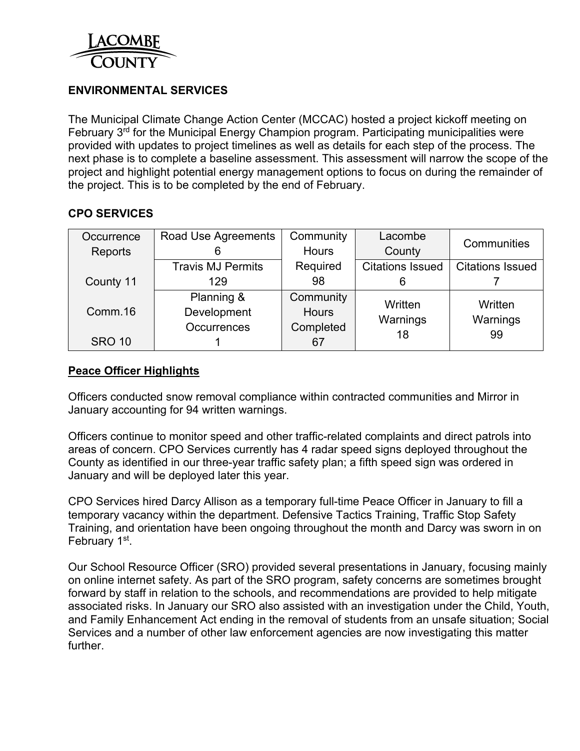## ENVIRONMENTAL SERVICES

The Municipal Climate Change Action Center (MCCAC) hosted a project kickoff meeting on February 3rd for the Municipal Energy Champion program. Participating municipalities were provided with updates to project timelines as well as details for each step of the process. The next phase is to complete a baseline assessment. This assessment will narrow the scope of the project and highlight potential energy management options to focus on during the remainder of the project. This is to be completed by the end of February.

## CPO SERVICES

| Occurrence Reports | Road Use Agreements 6 | Community Hours Required 98 | Lacombe County | Communities |
|---|---|---|---|---|
| County 11 | Travis MJ Permits 129 | | Citations Issued 6 | Citations Issued 7 |
| Comm.16<br>SRO 10 | Planning & Development Occurrences 1 | Community Hours Completed 67 | Written Warnings 18 | Written Warnings 99 |

### Peace Officer Highlights

Officers conducted snow removal compliance within contracted communities and Mirror in January accounting for 94 written warnings.

Officers continue to monitor speed and other traffic-related complaints and direct patrols into areas of concern. CPO Services currently has 4 radar speed signs deployed throughout the County as identified in our three-year traffic safety plan; a fifth speed sign was ordered in January and will be deployed later this year.

CPO Services hired Darcy Allison as a temporary full-time Peace Officer in January to fill a temporary vacancy within the department. Defensive Tactics Training, Traffic Stop Safety Training, and orientation have been ongoing throughout the month and Darcy was sworn in on February 1st.

Our School Resource Officer (SRO) provided several presentations in January, focusing mainly on online internet safety. As part of the SRO program, safety concerns are sometimes brought forward by staff in relation to the schools, and recommendations are provided to help mitigate associated risks. In January our SRO also assisted with an investigation under the Child, Youth, and Family Enhancement Act ending in the removal of students from an unsafe situation; Social Services and a number of other law enforcement agencies are now investigating this matter further.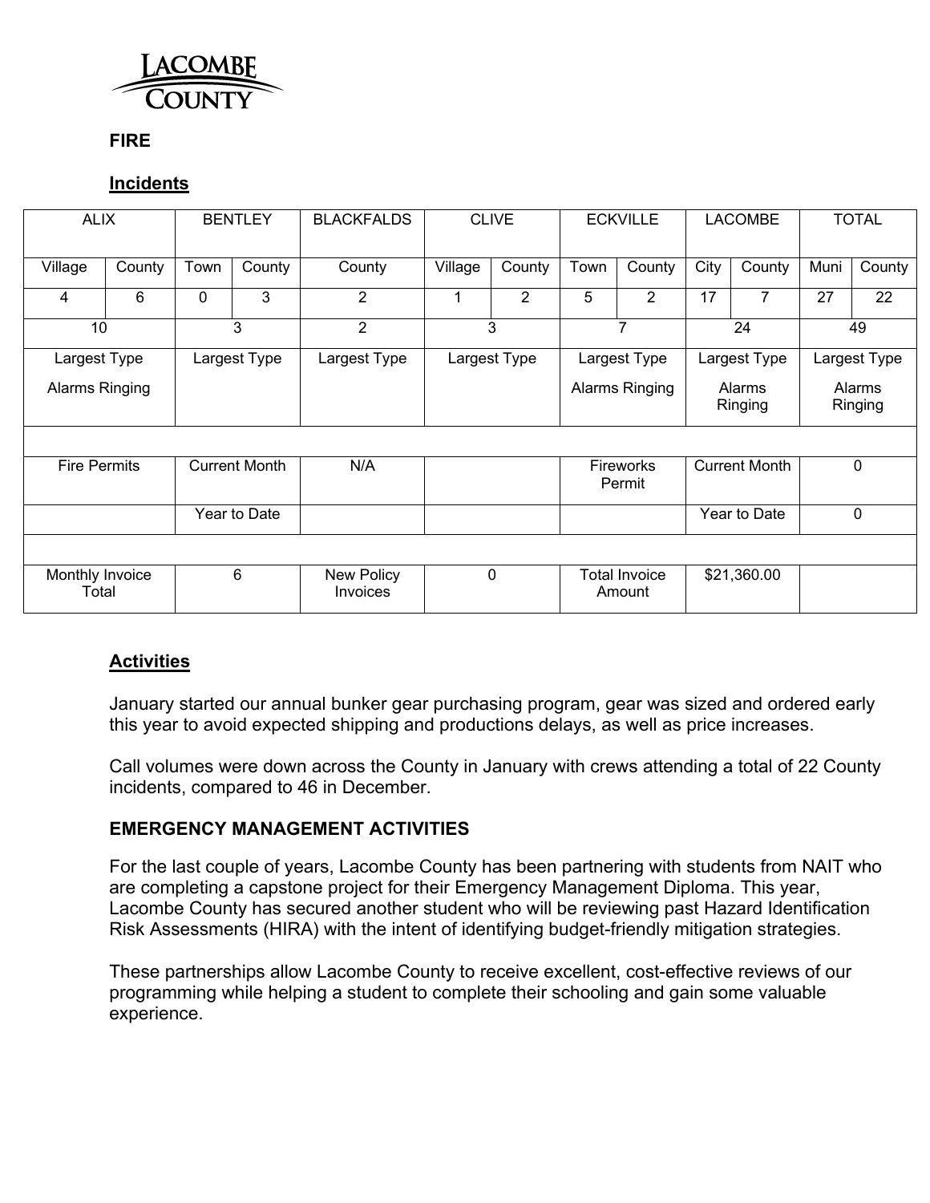**FIRE**

**Incidents**

| ALIX | | BENTLEY | | BLACKFALDS | CLIVE | | ECKVILLE | | LACOMBE | | TOTAL | |
|---|---|---|---|---|---|---|---|---|---|---|---|---|
| Village | County | Town | County | County | Village | County | Town | County | City | County | Muni | County |
| 4 | 6 | 0 | 3 | 2 | 1 | 2 | 5 | 2 | 17 | 7 | 27 | 22 |
| 10 | | 3 | | 2 | 3 | | 7 | | 24 | | 49 | |
| Largest Type Alarms Ringing | | Largest Type | | Largest Type | Largest Type | | Largest Type Alarms Ringing | | Largest Type Alarms Ringing | | Largest Type Alarms Ringing | |
| | | | | | | | | | | | | |
| Fire Permits | | Current Month | | N/A | | | Fireworks Permit | | Current Month | | 0 | |
| | | Year to Date | | | | | | | Year to Date | | 0 | |
| | | | | | | | | | | | | |
| Monthly Invoice Total | | 6 | | New Policy Invoices | 0 | | Total Invoice Amount | | $21,360.00 | | | |

**Activities**

January started our annual bunker gear purchasing program, gear was sized and ordered early this year to avoid expected shipping and productions delays, as well as price increases.

Call volumes were down across the County in January with crews attending a total of 22 County incidents, compared to 46 in December.

**EMERGENCY MANAGEMENT ACTIVITIES**

For the last couple of years, Lacombe County has been partnering with students from NAIT who are completing a capstone project for their Emergency Management Diploma. This year, Lacombe County has secured another student who will be reviewing past Hazard Identification Risk Assessments (HIRA) with the intent of identifying budget-friendly mitigation strategies.

These partnerships allow Lacombe County to receive excellent, cost-effective reviews of our programming while helping a student to complete their schooling and gain some valuable experience.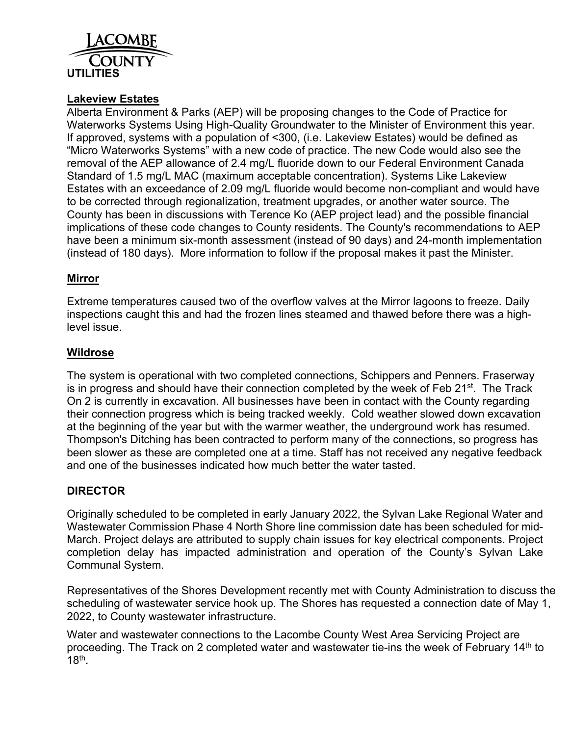LACOMBE COUNTY

**UTILITIES**

**Lakeview Estates**

Alberta Environment & Parks (AEP) will be proposing changes to the Code of Practice for Waterworks Systems Using High-Quality Groundwater to the Minister of Environment this year. If approved, systems with a population of <300, (i.e. Lakeview Estates) would be defined as "Micro Waterworks Systems" with a new code of practice. The new Code would also see the removal of the AEP allowance of 2.4 mg/L fluoride down to our Federal Environment Canada Standard of 1.5 mg/L MAC (maximum acceptable concentration). Systems Like Lakeview Estates with an exceedance of 2.09 mg/L fluoride would become non-compliant and would have to be corrected through regionalization, treatment upgrades, or another water source. The County has been in discussions with Terence Ko (AEP project lead) and the possible financial implications of these code changes to County residents. The County's recommendations to AEP have been a minimum six-month assessment (instead of 90 days) and 24-month implementation (instead of 180 days). More information to follow if the proposal makes it past the Minister.

**Mirror**

Extreme temperatures caused two of the overflow valves at the Mirror lagoons to freeze. Daily inspections caught this and had the frozen lines steamed and thawed before there was a high-level issue.

**Wildrose**

The system is operational with two completed connections, Schippers and Penners. Fraserway is in progress and should have their connection completed by the week of Feb 21st. The Track On 2 is currently in excavation. All businesses have been in contact with the County regarding their connection progress which is being tracked weekly. Cold weather slowed down excavation at the beginning of the year but with the warmer weather, the underground work has resumed. Thompson's Ditching has been contracted to perform many of the connections, so progress has been slower as these are completed one at a time. Staff has not received any negative feedback and one of the businesses indicated how much better the water tasted.

**DIRECTOR**

Originally scheduled to be completed in early January 2022, the Sylvan Lake Regional Water and Wastewater Commission Phase 4 North Shore line commission date has been scheduled for mid-March. Project delays are attributed to supply chain issues for key electrical components. Project completion delay has impacted administration and operation of the County's Sylvan Lake Communal System.

Representatives of the Shores Development recently met with County Administration to discuss the scheduling of wastewater service hook up. The Shores has requested a connection date of May 1, 2022, to County wastewater infrastructure.

Water and wastewater connections to the Lacombe County West Area Servicing Project are proceeding. The Track on 2 completed water and wastewater tie-ins the week of February 14th to 18th.